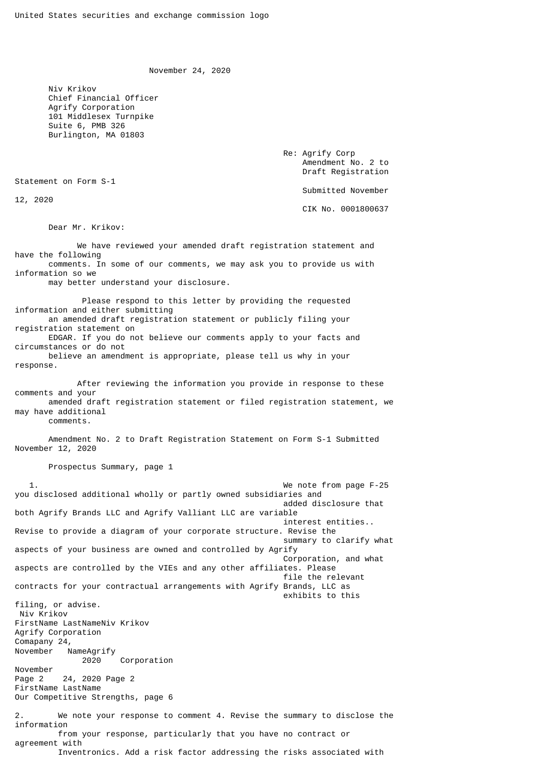United States securities and exchange commission logo

November 24, 2020

Niv Krikov
Chief Financial Officer
Agrify Corporation
101 Middlesex Turnpike
Suite 6, PMB 326
Burlington, MA 01803

Re: Agrify Corp
Amendment No. 2 to Draft Registration Statement on Form S-1
Submitted November 12, 2020
CIK No. 0001800637

Dear Mr. Krikov:

We have reviewed your amended draft registration statement and have the following comments. In some of our comments, we may ask you to provide us with information so we may better understand your disclosure.

Please respond to this letter by providing the requested information and either submitting an amended draft registration statement or publicly filing your registration statement on EDGAR. If you do not believe our comments apply to your facts and circumstances or do not believe an amendment is appropriate, please tell us why in your response.

After reviewing the information you provide in response to these comments and your amended draft registration statement or filed registration statement, we may have additional comments.

Amendment No. 2 to Draft Registration Statement on Form S-1 Submitted November 12, 2020

Prospectus Summary, page 1

1. We note from page F-25 you disclosed additional wholly or partly owned subsidiaries and added disclosure that both Agrify Brands LLC and Agrify Valliant LLC are variable interest entities.. Revise to provide a diagram of your corporate structure. Revise the summary to clarify what aspects of your business are owned and controlled by Agrify Corporation, and what aspects are controlled by the VIEs and any other affiliates. Please file the relevant contracts for your contractual arrangements with Agrify Brands, LLC as exhibits to this filing, or advise.

Our Competitive Strengths, page 6

2. We note your response to comment 4. Revise the summary to disclose the information from your response, particularly that you have no contract or agreement with Inventronics. Add a risk factor addressing the risks associated with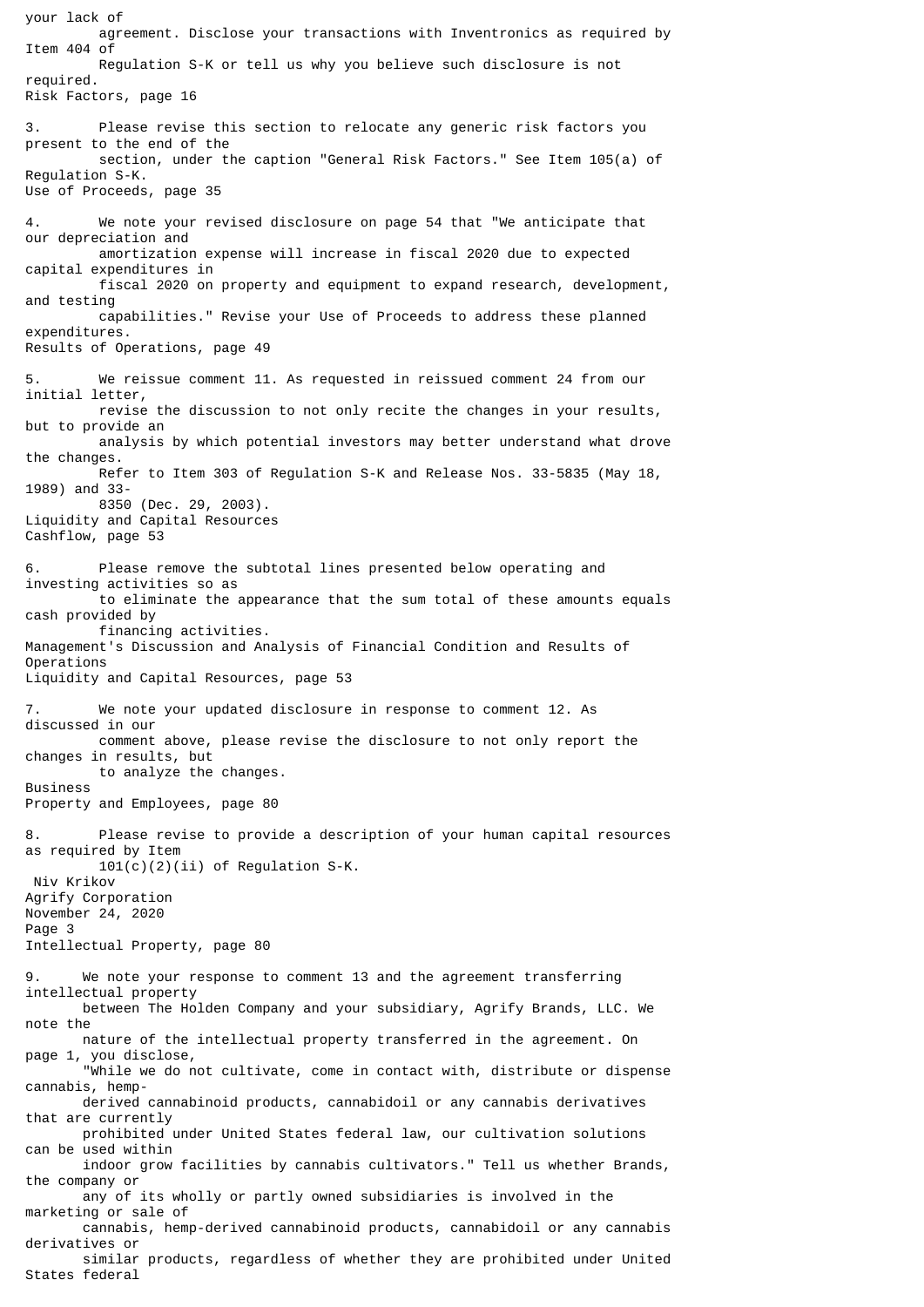your lack of agreement. Disclose your transactions with Inventronics as required by Item 404 of Regulation S-K or tell us why you believe such disclosure is not required.

Risk Factors, page 16

3. Please revise this section to relocate any generic risk factors you present to the end of the section, under the caption "General Risk Factors." See Item 105(a) of Regulation S-K.

Use of Proceeds, page 35

4. We note your revised disclosure on page 54 that "We anticipate that our depreciation and amortization expense will increase in fiscal 2020 due to expected capital expenditures in fiscal 2020 on property and equipment to expand research, development, and testing capabilities." Revise your Use of Proceeds to address these planned expenditures.

Results of Operations, page 49

5. We reissue comment 11. As requested in reissued comment 24 from our initial letter, revise the discussion to not only recite the changes in your results, but to provide an analysis by which potential investors may better understand what drove the changes. Refer to Item 303 of Regulation S-K and Release Nos. 33-5835 (May 18, 1989) and 33-8350 (Dec. 29, 2003).

Liquidity and Capital Resources
Cashflow, page 53

6. Please remove the subtotal lines presented below operating and investing activities so as to eliminate the appearance that the sum total of these amounts equals cash provided by financing activities.

Management's Discussion and Analysis of Financial Condition and Results of Operations
Liquidity and Capital Resources, page 53

7. We note your updated disclosure in response to comment 12. As discussed in our comment above, please revise the disclosure to not only report the changes in results, but to analyze the changes.

Business
Property and Employees, page 80

8. Please revise to provide a description of your human capital resources as required by Item 101(c)(2)(ii) of Regulation S-K.

Intellectual Property, page 80

9. We note your response to comment 13 and the agreement transferring intellectual property between The Holden Company and your subsidiary, Agrify Brands, LLC. We note the nature of the intellectual property transferred in the agreement. On page 1, you disclose, "While we do not cultivate, come in contact with, distribute or dispense cannabis, hemp-derived cannabinoid products, cannabidoil or any cannabis derivatives that are currently prohibited under United States federal law, our cultivation solutions can be used within indoor grow facilities by cannabis cultivators." Tell us whether Brands, the company or any of its wholly or partly owned subsidiaries is involved in the marketing or sale of cannabis, hemp-derived cannabinoid products, cannabidoil or any cannabis derivatives or similar products, regardless of whether they are prohibited under United States federal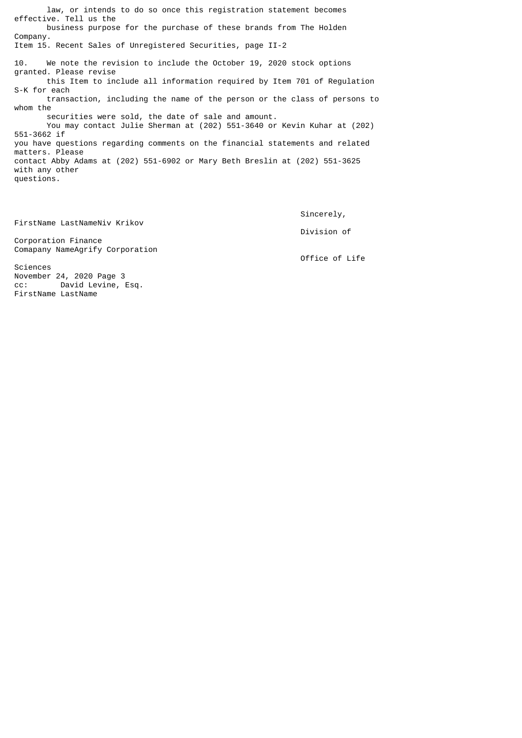law, or intends to do so once this registration statement becomes effective. Tell us the business purpose for the purchase of these brands from The Holden Company.

Item 15. Recent Sales of Unregistered Securities, page II-2

10. We note the revision to include the October 19, 2020 stock options granted. Please revise this Item to include all information required by Item 701 of Regulation S-K for each transaction, including the name of the person or the class of persons to whom the securities were sold, the date of sale and amount.

You may contact Julie Sherman at (202) 551-3640 or Kevin Kuhar at (202) 551-3662 if you have questions regarding comments on the financial statements and related matters. Please contact Abby Adams at (202) 551-6902 or Mary Beth Breslin at (202) 551-3625 with any other questions.

Sincerely,

Division of Corporation Finance
Office of Life Sciences

FirstName LastNameNiv Krikov
Comapany NameAgrify Corporation
November 24, 2020 Page 3

cc: David Levine, Esq.

FirstName LastName